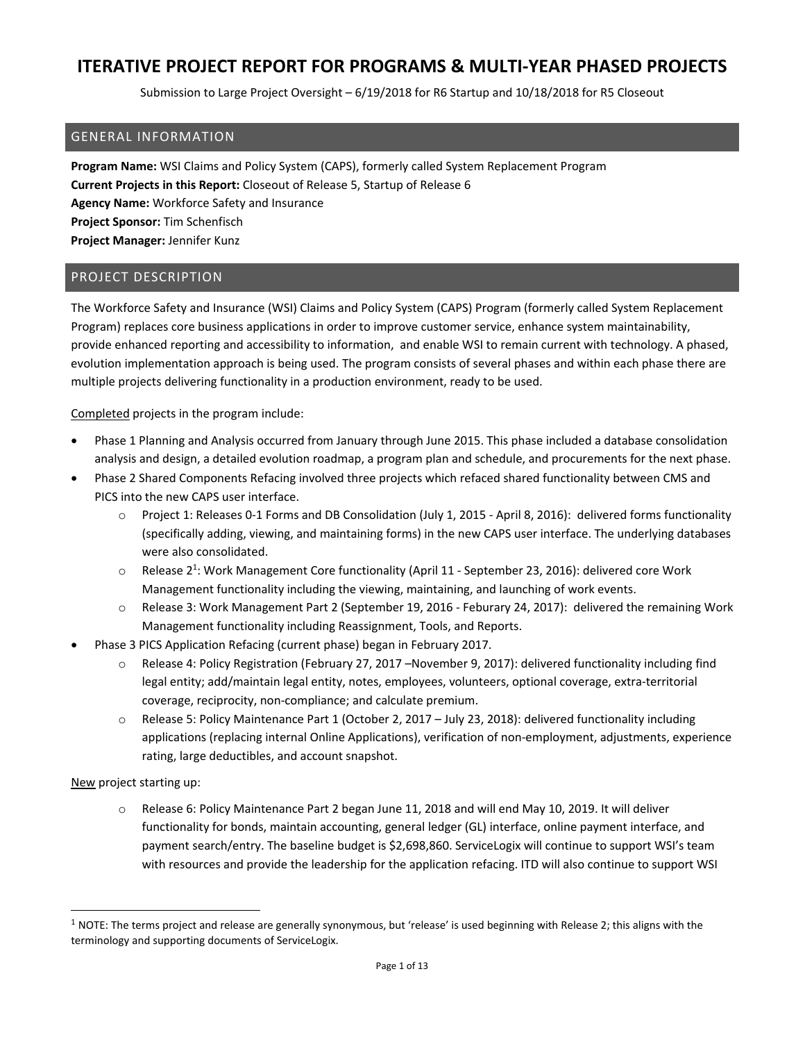# ITERATIVE PROJECT REPORT FOR PROGRAMS & MULTI-YEAR PHASED PROJECTS

Submission to Large Project Oversight – 6/19/2018 for R6 Startup and 10/18/2018 for R5 Closeout

## GENERAL INFORMATION

**Program Name:** WSI Claims and Policy System (CAPS), formerly called System Replacement Program
**Current Projects in this Report:** Closeout of Release 5, Startup of Release 6
**Agency Name:** Workforce Safety and Insurance
**Project Sponsor:** Tim Schenfisch
**Project Manager:** Jennifer Kunz

## PROJECT DESCRIPTION

The Workforce Safety and Insurance (WSI) Claims and Policy System (CAPS) Program (formerly called System Replacement Program) replaces core business applications in order to improve customer service, enhance system maintainability, provide enhanced reporting and accessibility to information, and enable WSI to remain current with technology. A phased, evolution implementation approach is being used. The program consists of several phases and within each phase there are multiple projects delivering functionality in a production environment, ready to be used.

Completed projects in the program include:

- Phase 1 Planning and Analysis occurred from January through June 2015. This phase included a database consolidation analysis and design, a detailed evolution roadmap, a program plan and schedule, and procurements for the next phase.
- Phase 2 Shared Components Refacing involved three projects which refaced shared functionality between CMS and PICS into the new CAPS user interface.
    - Project 1: Releases 0-1 Forms and DB Consolidation (July 1, 2015 - April 8, 2016): delivered forms functionality (specifically adding, viewing, and maintaining forms) in the new CAPS user interface. The underlying databases were also consolidated.
    - Release 2[1]: Work Management Core functionality (April 11 - September 23, 2016): delivered core Work Management functionality including the viewing, maintaining, and launching of work events.
    - Release 3: Work Management Part 2 (September 19, 2016 - Feburary 24, 2017): delivered the remaining Work Management functionality including Reassignment, Tools, and Reports.
- Phase 3 PICS Application Refacing (current phase) began in February 2017.
    - Release 4: Policy Registration (February 27, 2017 –November 9, 2017): delivered functionality including find legal entity; add/maintain legal entity, notes, employees, volunteers, optional coverage, extra-territorial coverage, reciprocity, non-compliance; and calculate premium.
    - Release 5: Policy Maintenance Part 1 (October 2, 2017 – July 23, 2018): delivered functionality including applications (replacing internal Online Applications), verification of non-employment, adjustments, experience rating, large deductibles, and account snapshot.

New project starting up:

- Release 6: Policy Maintenance Part 2 began June 11, 2018 and will end May 10, 2019. It will deliver functionality for bonds, maintain accounting, general ledger (GL) interface, online payment interface, and payment search/entry. The baseline budget is $2,698,860. ServiceLogix will continue to support WSI's team with resources and provide the leadership for the application refacing. ITD will also continue to support WSI

[1] NOTE: The terms project and release are generally synonymous, but 'release' is used beginning with Release 2; this aligns with the terminology and supporting documents of ServiceLogix.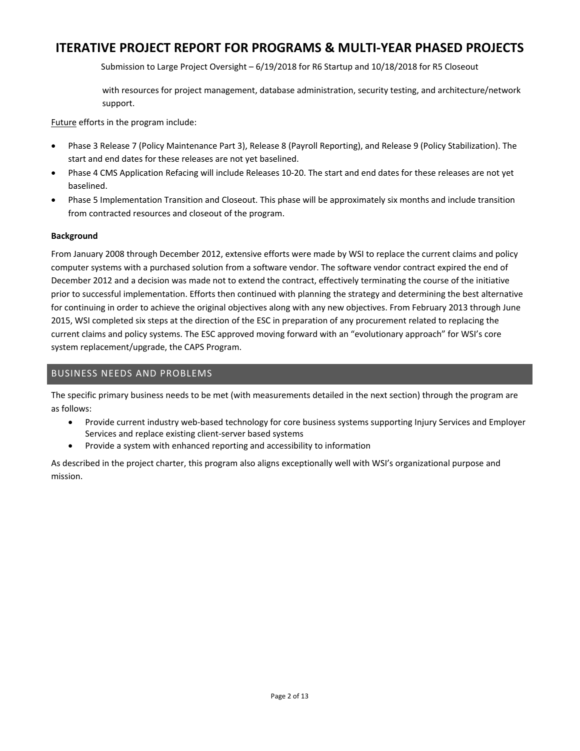with resources for project management, database administration, security testing, and architecture/network support.

Future efforts in the program include:

- Phase 3 Release 7 (Policy Maintenance Part 3), Release 8 (Payroll Reporting), and Release 9 (Policy Stabilization). The start and end dates for these releases are not yet baselined.
- Phase 4 CMS Application Refacing will include Releases 10-20. The start and end dates for these releases are not yet baselined.
- Phase 5 Implementation Transition and Closeout. This phase will be approximately six months and include transition from contracted resources and closeout of the program.

**Background**

From January 2008 through December 2012, extensive efforts were made by WSI to replace the current claims and policy computer systems with a purchased solution from a software vendor. The software vendor contract expired the end of December 2012 and a decision was made not to extend the contract, effectively terminating the course of the initiative prior to successful implementation. Efforts then continued with planning the strategy and determining the best alternative for continuing in order to achieve the original objectives along with any new objectives. From February 2013 through June 2015, WSI completed six steps at the direction of the ESC in preparation of any procurement related to replacing the current claims and policy systems. The ESC approved moving forward with an "evolutionary approach" for WSI's core system replacement/upgrade, the CAPS Program.

## BUSINESS NEEDS AND PROBLEMS

The specific primary business needs to be met (with measurements detailed in the next section) through the program are as follows:

- Provide current industry web-based technology for core business systems supporting Injury Services and Employer Services and replace existing client-server based systems
- Provide a system with enhanced reporting and accessibility to information

As described in the project charter, this program also aligns exceptionally well with WSI's organizational purpose and mission.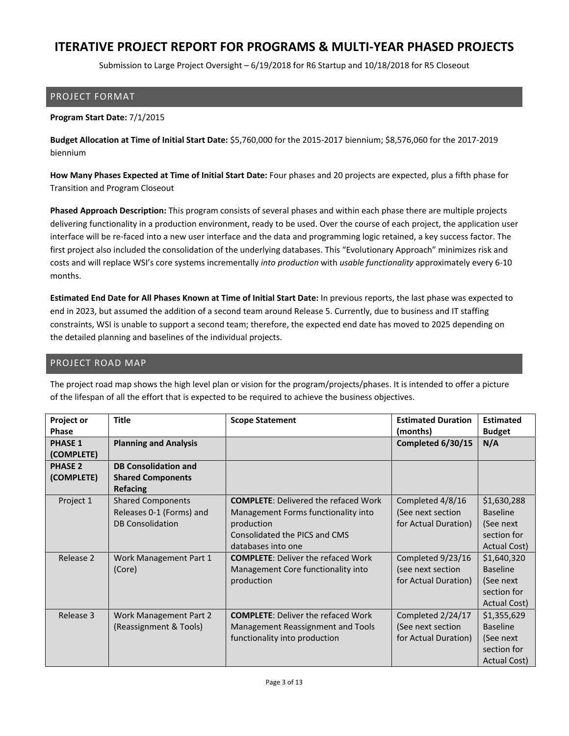# ITERATIVE PROJECT REPORT FOR PROGRAMS & MULTI-YEAR PHASED PROJECTS

Submission to Large Project Oversight – 6/19/2018 for R6 Startup and 10/18/2018 for R5 Closeout

## PROJECT FORMAT

**Program Start Date:** 7/1/2015

**Budget Allocation at Time of Initial Start Date:** $5,760,000 for the 2015-2017 biennium; $8,576,060 for the 2017-2019 biennium

**How Many Phases Expected at Time of Initial Start Date:** Four phases and 20 projects are expected, plus a fifth phase for Transition and Program Closeout

**Phased Approach Description:** This program consists of several phases and within each phase there are multiple projects delivering functionality in a production environment, ready to be used. Over the course of each project, the application user interface will be re-faced into a new user interface and the data and programming logic retained, a key success factor. The first project also included the consolidation of the underlying databases. This "Evolutionary Approach" minimizes risk and costs and will replace WSI's core systems incrementally *into production* with *usable functionality* approximately every 6-10 months.

**Estimated End Date for All Phases Known at Time of Initial Start Date:** In previous reports, the last phase was expected to end in 2023, but assumed the addition of a second team around Release 5. Currently, due to business and IT staffing constraints, WSI is unable to support a second team; therefore, the expected end date has moved to 2025 depending on the detailed planning and baselines of the individual projects.

## PROJECT ROAD MAP

The project road map shows the high level plan or vision for the program/projects/phases. It is intended to offer a picture of the lifespan of all the effort that is expected to be required to achieve the business objectives.

| Project or Phase | Title | Scope Statement | Estimated Duration (months) | Estimated Budget |
|---|---|---|---|---|
| **PHASE 1 (COMPLETE)** | **Planning and Analysis** | | **Completed 6/30/15** | **N/A** |
| **PHASE 2 (COMPLETE)** | **DB Consolidation and Shared Components Refacing** | | | |
| Project 1 | Shared Components Releases 0-1 (Forms) and DB Consolidation | **COMPLETE**: Delivered the refaced Work Management Forms functionality into production<br>Consolidated the PICS and CMS databases into one | Completed 4/8/16 (See next section for Actual Duration) | $1,630,288 Baseline (See next section for Actual Cost) |
| Release 2 | Work Management Part 1 (Core) | **COMPLETE**: Deliver the refaced Work Management Core functionality into production | Completed 9/23/16 (see next section for Actual Duration) | $1,640,320 Baseline (See next section for Actual Cost) |
| Release 3 | Work Management Part 2 (Reassignment & Tools) | **COMPLETE**: Deliver the refaced Work Management Reassignment and Tools functionality into production | Completed 2/24/17 (See next section for Actual Duration) | $1,355,629 Baseline (See next section for Actual Cost) |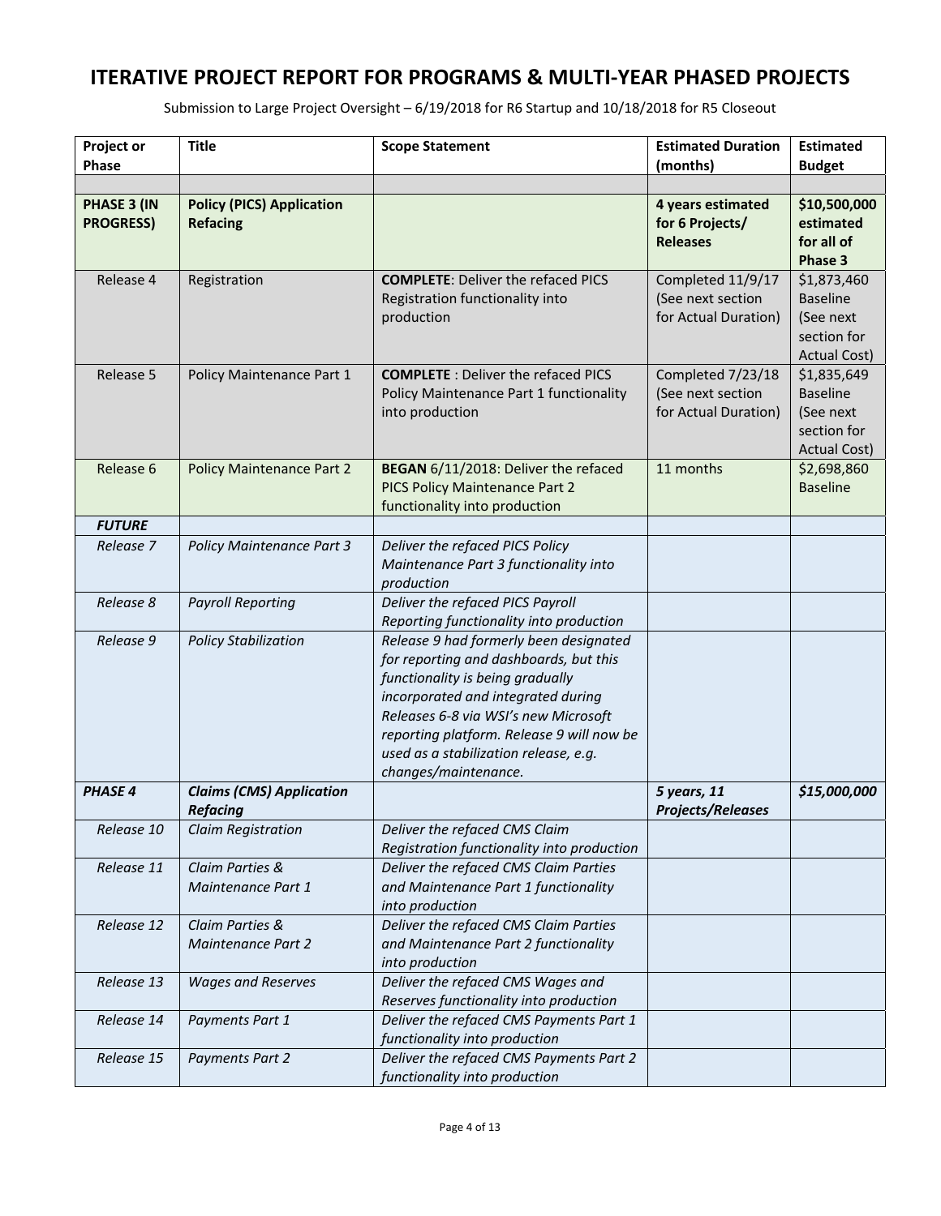# ITERATIVE PROJECT REPORT FOR PROGRAMS & MULTI-YEAR PHASED PROJECTS

Submission to Large Project Oversight – 6/19/2018 for R6 Startup and 10/18/2018 for R5 Closeout

| Project or Phase | Title | Scope Statement | Estimated Duration (months) | Estimated Budget |
|---|---|---|---|---|
| | | | | |
| **PHASE 3 (IN PROGRESS)** | **Policy (PICS) Application Refacing** | | **4 years estimated for 6 Projects/ Releases** | **$10,500,000 estimated for all of Phase 3** |
| Release 4 | Registration | **COMPLETE**: Deliver the refaced PICS Registration functionality into production | Completed 11/9/17 (See next section for Actual Duration) | $1,873,460 Baseline (See next section for Actual Cost) |
| Release 5 | Policy Maintenance Part 1 | **COMPLETE** : Deliver the refaced PICS Policy Maintenance Part 1 functionality into production | Completed 7/23/18 (See next section for Actual Duration) | $1,835,649 Baseline (See next section for Actual Cost) |
| Release 6 | Policy Maintenance Part 2 | **BEGAN** 6/11/2018: Deliver the refaced PICS Policy Maintenance Part 2 functionality into production | 11 months | $2,698,860 Baseline |
| ***FUTURE*** | | | | |
| *Release 7* | *Policy Maintenance Part 3* | *Deliver the refaced PICS Policy Maintenance Part 3 functionality into production* | | |
| *Release 8* | *Payroll Reporting* | *Deliver the refaced PICS Payroll Reporting functionality into production* | | |
| *Release 9* | *Policy Stabilization* | *Release 9 had formerly been designated for reporting and dashboards, but this functionality is being gradually incorporated and integrated during Releases 6-8 via WSI's new Microsoft reporting platform. Release 9 will now be used as a stabilization release, e.g. changes/maintenance.* | | |
| ***PHASE 4*** | ***Claims (CMS) Application Refacing*** | | ***5 years, 11 Projects/Releases*** | ***$15,000,000*** |
| *Release 10* | *Claim Registration* | *Deliver the refaced CMS Claim Registration functionality into production* | | |
| *Release 11* | *Claim Parties & Maintenance Part 1* | *Deliver the refaced CMS Claim Parties and Maintenance Part 1 functionality into production* | | |
| *Release 12* | *Claim Parties & Maintenance Part 2* | *Deliver the refaced CMS Claim Parties and Maintenance Part 2 functionality into production* | | |
| *Release 13* | *Wages and Reserves* | *Deliver the refaced CMS Wages and Reserves functionality into production* | | |
| *Release 14* | *Payments Part 1* | *Deliver the refaced CMS Payments Part 1 functionality into production* | | |
| *Release 15* | *Payments Part 2* | *Deliver the refaced CMS Payments Part 2 functionality into production* | | |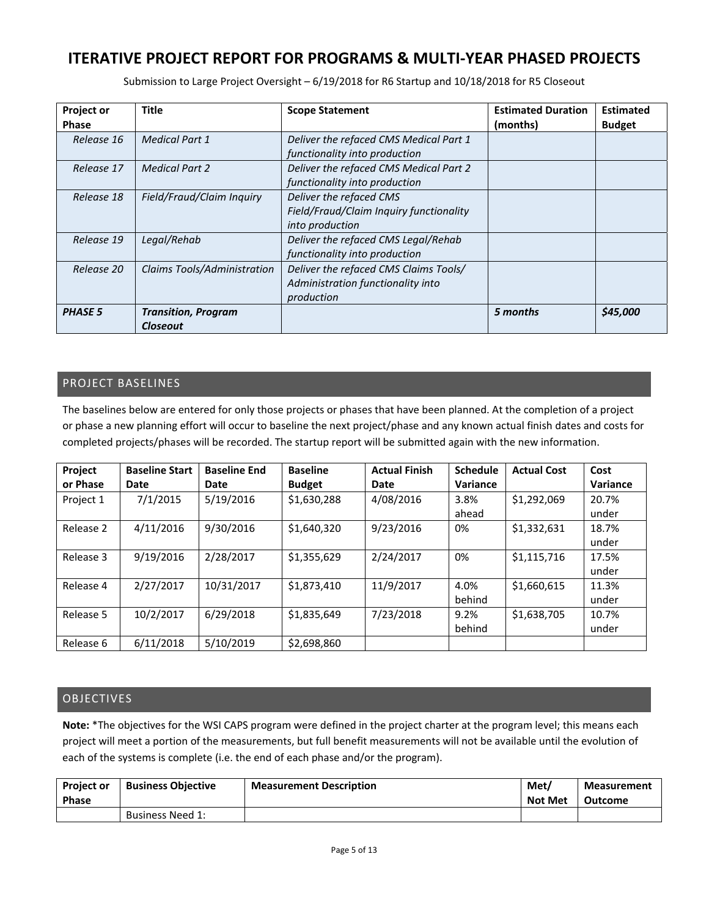# ITERATIVE PROJECT REPORT FOR PROGRAMS & MULTI-YEAR PHASED PROJECTS

Submission to Large Project Oversight – 6/19/2018 for R6 Startup and 10/18/2018 for R5 Closeout

| Project or Phase | Title | Scope Statement | Estimated Duration (months) | Estimated Budget |
|---|---|---|---|---|
| *Release 16* | *Medical Part 1* | *Deliver the refaced CMS Medical Part 1 functionality into production* | | |
| *Release 17* | *Medical Part 2* | *Deliver the refaced CMS Medical Part 2 functionality into production* | | |
| *Release 18* | *Field/Fraud/Claim Inquiry* | *Deliver the refaced CMS Field/Fraud/Claim Inquiry functionality into production* | | |
| *Release 19* | *Legal/Rehab* | *Deliver the refaced CMS Legal/Rehab functionality into production* | | |
| *Release 20* | *Claims Tools/Administration* | *Deliver the refaced CMS Claims Tools/ Administration functionality into production* | | |
| ***PHASE 5*** | ***Transition, Program Closeout*** | | ***5 months*** | ***$45,000*** |

## PROJECT BASELINES

The baselines below are entered for only those projects or phases that have been planned. At the completion of a project or phase a new planning effort will occur to baseline the next project/phase and any known actual finish dates and costs for completed projects/phases will be recorded. The startup report will be submitted again with the new information.

| Project or Phase | Baseline Start Date | Baseline End Date | Baseline Budget | Actual Finish Date | Schedule Variance | Actual Cost | Cost Variance |
|---|---|---|---|---|---|---|---|
| Project 1 | 7/1/2015 | 5/19/2016 | $1,630,288 | 4/08/2016 | 3.8% ahead | $1,292,069 | 20.7% under |
| Release 2 | 4/11/2016 | 9/30/2016 | $1,640,320 | 9/23/2016 | 0% | $1,332,631 | 18.7% under |
| Release 3 | 9/19/2016 | 2/28/2017 | $1,355,629 | 2/24/2017 | 0% | $1,115,716 | 17.5% under |
| Release 4 | 2/27/2017 | 10/31/2017 | $1,873,410 | 11/9/2017 | 4.0% behind | $1,660,615 | 11.3% under |
| Release 5 | 10/2/2017 | 6/29/2018 | $1,835,649 | 7/23/2018 | 9.2% behind | $1,638,705 | 10.7% under |
| Release 6 | 6/11/2018 | 5/10/2019 | $2,698,860 | | | | |

## OBJECTIVES

**Note:** *The objectives for the WSI CAPS program were defined in the project charter at the program level; this means each project will meet a portion of the measurements, but full benefit measurements will not be available until the evolution of each of the systems is complete (i.e. the end of each phase and/or the program).

| Project or Phase | Business Objective | Measurement Description | Met/ Not Met | Measurement Outcome |
|---|---|---|---|---|
| | Business Need 1: | | | |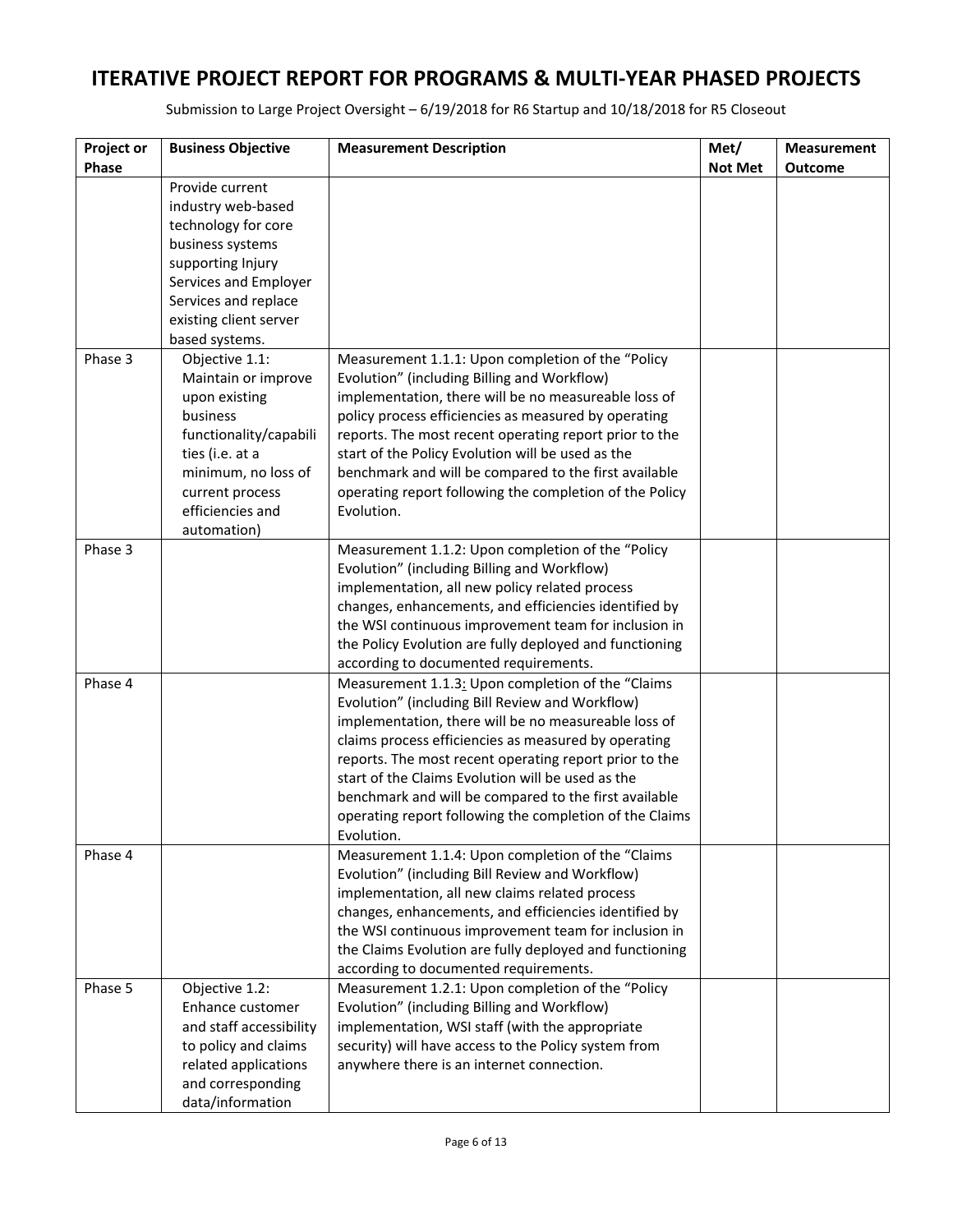# ITERATIVE PROJECT REPORT FOR PROGRAMS & MULTI-YEAR PHASED PROJECTS

Submission to Large Project Oversight – 6/19/2018 for R6 Startup and 10/18/2018 for R5 Closeout

| Project or Phase | Business Objective | Measurement Description | Met/ Not Met | Measurement Outcome |
|---|---|---|---|---|
| | Provide current industry web-based technology for core business systems supporting Injury Services and Employer Services and replace existing client server based systems. | | | |
| Phase 3 | Objective 1.1: Maintain or improve upon existing business functionality/capabilities (i.e. at a minimum, no loss of current process efficiencies and automation) | Measurement 1.1.1: Upon completion of the "Policy Evolution" (including Billing and Workflow) implementation, there will be no measureable loss of policy process efficiencies as measured by operating reports. The most recent operating report prior to the start of the Policy Evolution will be used as the benchmark and will be compared to the first available operating report following the completion of the Policy Evolution. | | |
| Phase 3 | | Measurement 1.1.2: Upon completion of the "Policy Evolution" (including Billing and Workflow) implementation, all new policy related process changes, enhancements, and efficiencies identified by the WSI continuous improvement team for inclusion in the Policy Evolution are fully deployed and functioning according to documented requirements. | | |
| Phase 4 | | Measurement 1.1.3: Upon completion of the "Claims Evolution" (including Bill Review and Workflow) implementation, there will be no measureable loss of claims process efficiencies as measured by operating reports. The most recent operating report prior to the start of the Claims Evolution will be used as the benchmark and will be compared to the first available operating report following the completion of the Claims Evolution. | | |
| Phase 4 | | Measurement 1.1.4: Upon completion of the "Claims Evolution" (including Bill Review and Workflow) implementation, all new claims related process changes, enhancements, and efficiencies identified by the WSI continuous improvement team for inclusion in the Claims Evolution are fully deployed and functioning according to documented requirements. | | |
| Phase 5 | Objective 1.2: Enhance customer and staff accessibility to policy and claims related applications and corresponding data/information | Measurement 1.2.1: Upon completion of the "Policy Evolution" (including Billing and Workflow) implementation, WSI staff (with the appropriate security) will have access to the Policy system from anywhere there is an internet connection. | | |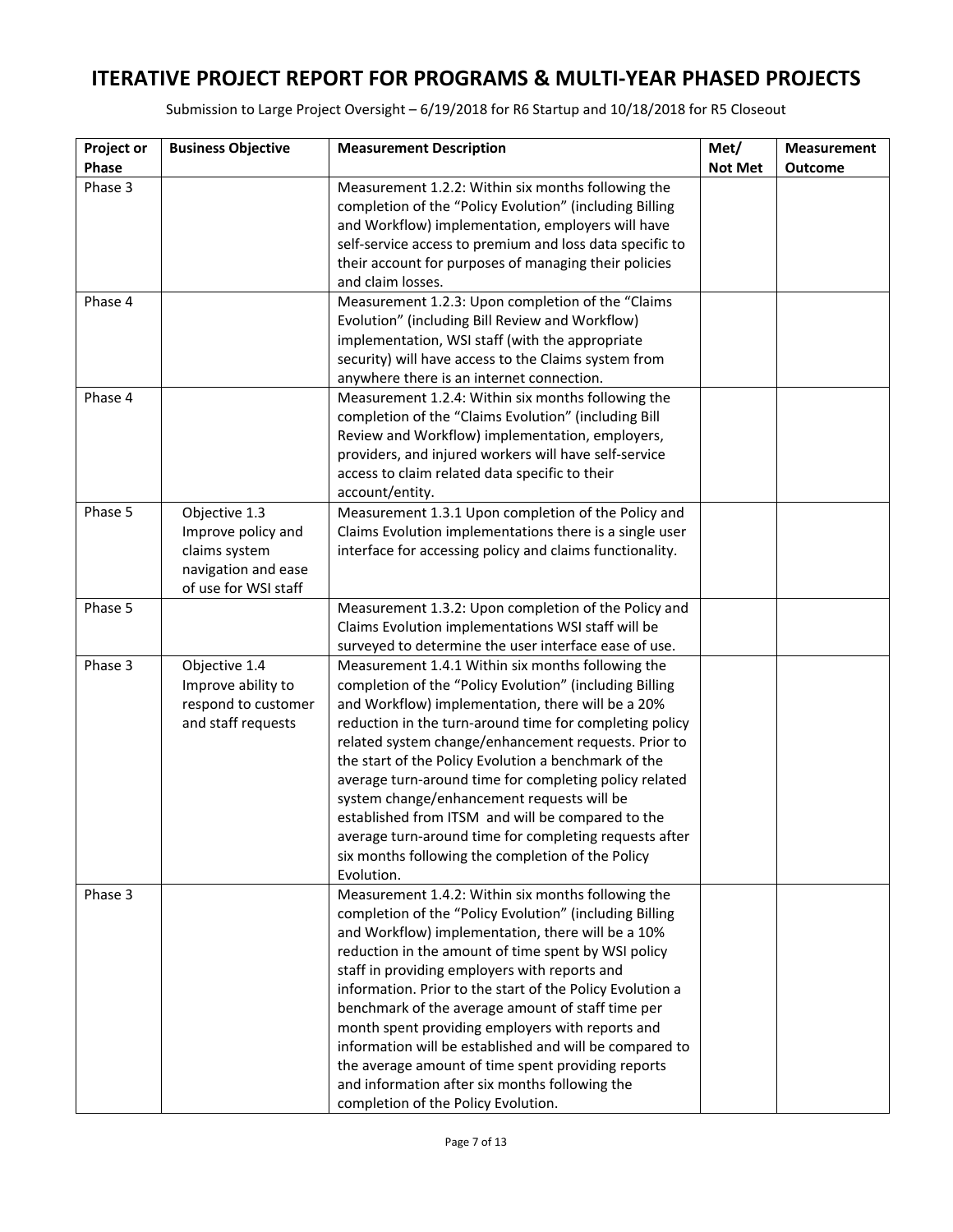# ITERATIVE PROJECT REPORT FOR PROGRAMS & MULTI-YEAR PHASED PROJECTS

Submission to Large Project Oversight – 6/19/2018 for R6 Startup and 10/18/2018 for R5 Closeout

| Project or Phase | Business Objective | Measurement Description | Met/ Not Met | Measurement Outcome |
|---|---|---|---|---|
| Phase 3 | | Measurement 1.2.2: Within six months following the completion of the "Policy Evolution" (including Billing and Workflow) implementation, employers will have self-service access to premium and loss data specific to their account for purposes of managing their policies and claim losses. | | |
| Phase 4 | | Measurement 1.2.3: Upon completion of the "Claims Evolution" (including Bill Review and Workflow) implementation, WSI staff (with the appropriate security) will have access to the Claims system from anywhere there is an internet connection. | | |
| Phase 4 | | Measurement 1.2.4: Within six months following the completion of the "Claims Evolution" (including Bill Review and Workflow) implementation, employers, providers, and injured workers will have self-service access to claim related data specific to their account/entity. | | |
| Phase 5 | Objective 1.3 Improve policy and claims system navigation and ease of use for WSI staff | Measurement 1.3.1 Upon completion of the Policy and Claims Evolution implementations there is a single user interface for accessing policy and claims functionality. | | |
| Phase 5 | | Measurement 1.3.2: Upon completion of the Policy and Claims Evolution implementations WSI staff will be surveyed to determine the user interface ease of use. | | |
| Phase 3 | Objective 1.4 Improve ability to respond to customer and staff requests | Measurement 1.4.1 Within six months following the completion of the "Policy Evolution" (including Billing and Workflow) implementation, there will be a 20% reduction in the turn-around time for completing policy related system change/enhancement requests. Prior to the start of the Policy Evolution a benchmark of the average turn-around time for completing policy related system change/enhancement requests will be established from ITSM and will be compared to the average turn-around time for completing requests after six months following the completion of the Policy Evolution. | | |
| Phase 3 | | Measurement 1.4.2: Within six months following the completion of the "Policy Evolution" (including Billing and Workflow) implementation, there will be a 10% reduction in the amount of time spent by WSI policy staff in providing employers with reports and information. Prior to the start of the Policy Evolution a benchmark of the average amount of staff time per month spent providing employers with reports and information will be established and will be compared to the average amount of time spent providing reports and information after six months following the completion of the Policy Evolution. | | |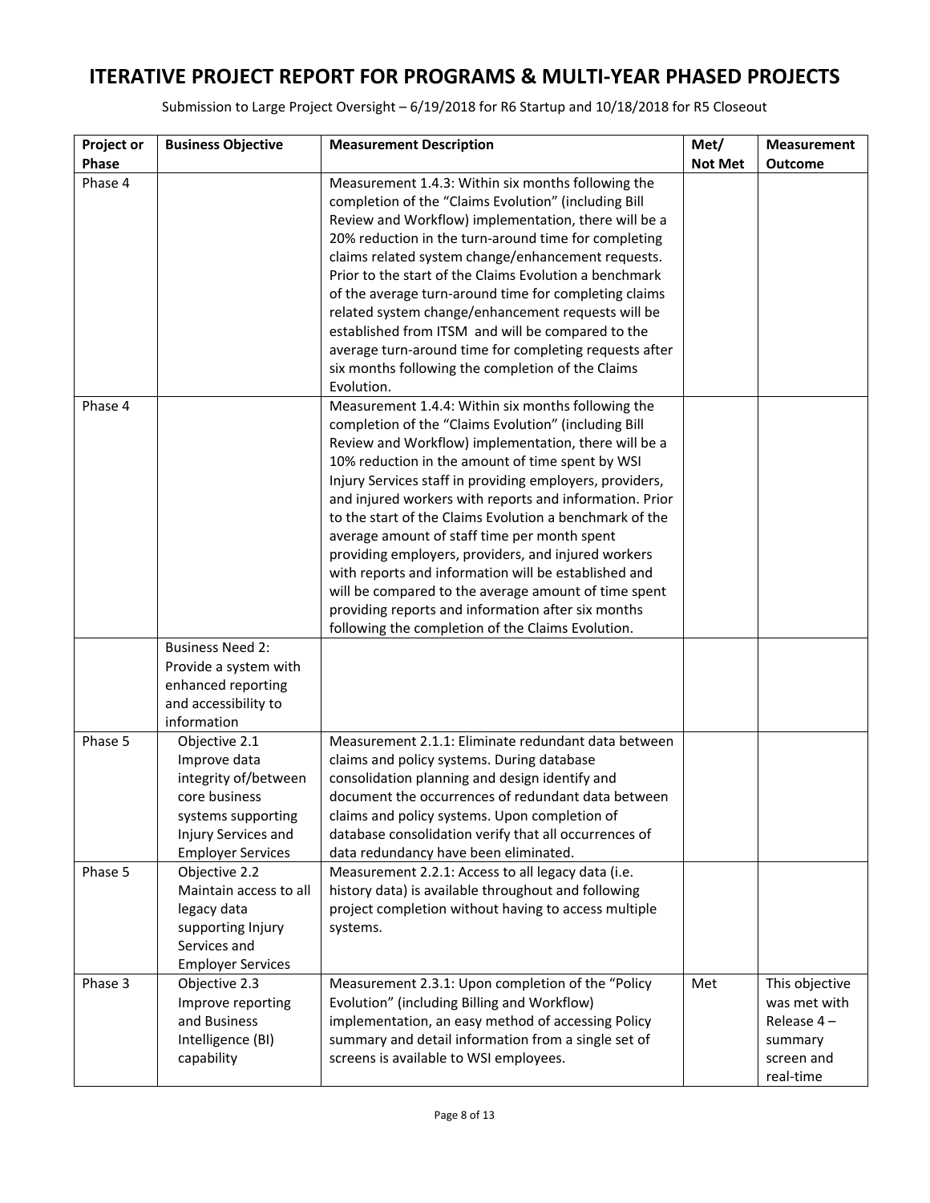# ITERATIVE PROJECT REPORT FOR PROGRAMS & MULTI-YEAR PHASED PROJECTS

Submission to Large Project Oversight – 6/19/2018 for R6 Startup and 10/18/2018 for R5 Closeout

| Project or Phase | Business Objective | Measurement Description | Met/ Not Met | Measurement Outcome |
|---|---|---|---|---|
| Phase 4 | | Measurement 1.4.3: Within six months following the completion of the "Claims Evolution" (including Bill Review and Workflow) implementation, there will be a 20% reduction in the turn-around time for completing claims related system change/enhancement requests. Prior to the start of the Claims Evolution a benchmark of the average turn-around time for completing claims related system change/enhancement requests will be established from ITSM and will be compared to the average turn-around time for completing requests after six months following the completion of the Claims Evolution. | | |
| Phase 4 | | Measurement 1.4.4: Within six months following the completion of the "Claims Evolution" (including Bill Review and Workflow) implementation, there will be a 10% reduction in the amount of time spent by WSI Injury Services staff in providing employers, providers, and injured workers with reports and information. Prior to the start of the Claims Evolution a benchmark of the average amount of staff time per month spent providing employers, providers, and injured workers with reports and information will be established and will be compared to the average amount of time spent providing reports and information after six months following the completion of the Claims Evolution. | | |
| | Business Need 2: Provide a system with enhanced reporting and accessibility to information | | | |
| Phase 5 | Objective 2.1 Improve data integrity of/between core business systems supporting Injury Services and Employer Services | Measurement 2.1.1: Eliminate redundant data between claims and policy systems. During database consolidation planning and design identify and document the occurrences of redundant data between claims and policy systems. Upon completion of database consolidation verify that all occurrences of data redundancy have been eliminated. | | |
| Phase 5 | Objective 2.2 Maintain access to all legacy data supporting Injury Services and Employer Services | Measurement 2.2.1: Access to all legacy data (i.e. history data) is available throughout and following project completion without having to access multiple systems. | | |
| Phase 3 | Objective 2.3 Improve reporting and Business Intelligence (BI) capability | Measurement 2.3.1: Upon completion of the "Policy Evolution" (including Billing and Workflow) implementation, an easy method of accessing Policy summary and detail information from a single set of screens is available to WSI employees. | Met | This objective was met with Release 4 – summary screen and real-time |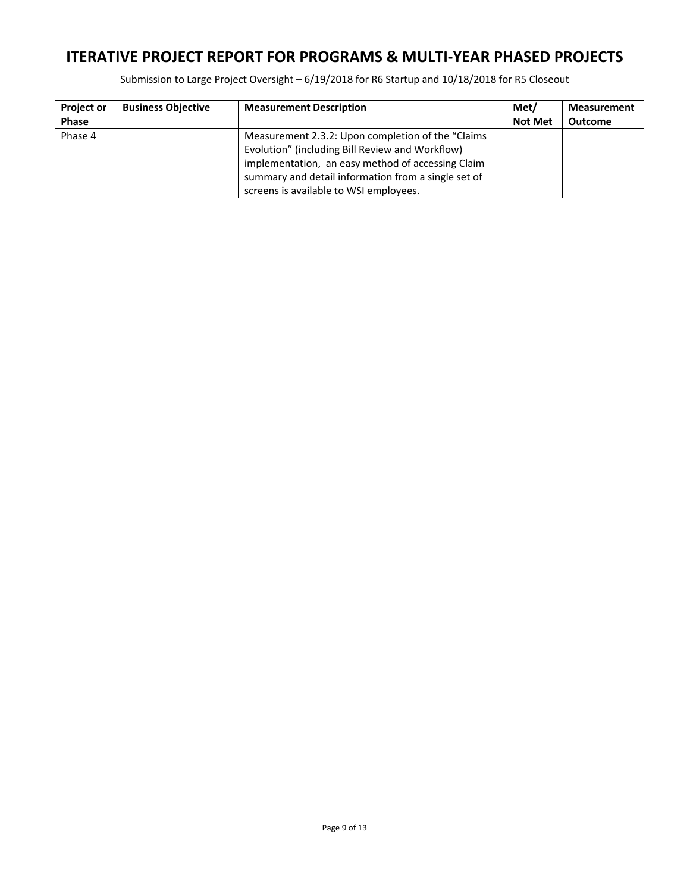# ITERATIVE PROJECT REPORT FOR PROGRAMS & MULTI-YEAR PHASED PROJECTS

Submission to Large Project Oversight – 6/19/2018 for R6 Startup and 10/18/2018 for R5 Closeout

| Project or Phase | Business Objective | Measurement Description | Met/ Not Met | Measurement Outcome |
|---|---|---|---|---|
| Phase 4 | | Measurement 2.3.2: Upon completion of the "Claims Evolution" (including Bill Review and Workflow) implementation, an easy method of accessing Claim summary and detail information from a single set of screens is available to WSI employees. | | |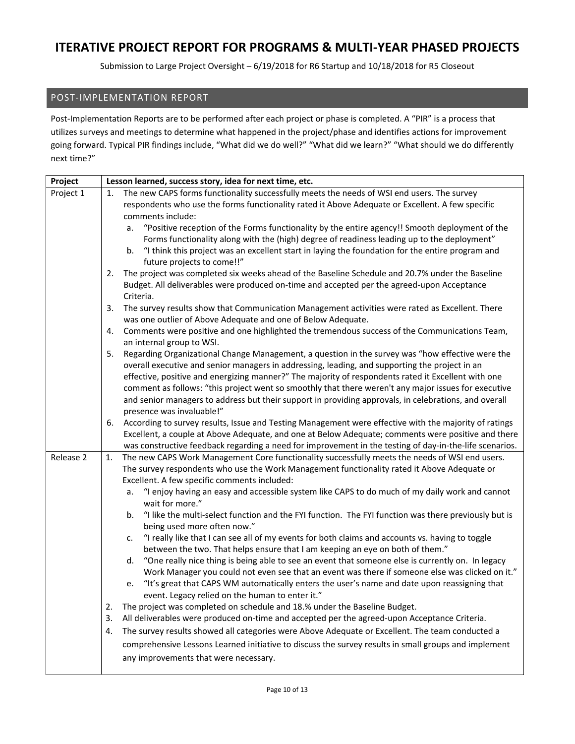# ITERATIVE PROJECT REPORT FOR PROGRAMS & MULTI-YEAR PHASED PROJECTS

Submission to Large Project Oversight – 6/19/2018 for R6 Startup and 10/18/2018 for R5 Closeout

## POST-IMPLEMENTATION REPORT

Post-Implementation Reports are to be performed after each project or phase is completed. A "PIR" is a process that utilizes surveys and meetings to determine what happened in the project/phase and identifies actions for improvement going forward. Typical PIR findings include, "What did we do well?" "What did we learn?" "What should we do differently next time?"

| Project | Lesson learned, success story, idea for next time, etc. |
|---|---|
| Project 1 | 1. The new CAPS forms functionality successfully meets the needs of WSI end users. The survey respondents who use the forms functionality rated it Above Adequate or Excellent. A few specific comments include:<br>  a. "Positive reception of the Forms functionality by the entire agency!! Smooth deployment of the Forms functionality along with the (high) degree of readiness leading up to the deployment"<br>  b. "I think this project was an excellent start in laying the foundation for the entire program and future projects to come!!"<br>2. The project was completed six weeks ahead of the Baseline Schedule and 20.7% under the Baseline Budget. All deliverables were produced on-time and accepted per the agreed-upon Acceptance Criteria.<br>3. The survey results show that Communication Management activities were rated as Excellent. There was one outlier of Above Adequate and one of Below Adequate.<br>4. Comments were positive and one highlighted the tremendous success of the Communications Team, an internal group to WSI.<br>5. Regarding Organizational Change Management, a question in the survey was "how effective were the overall executive and senior managers in addressing, leading, and supporting the project in an effective, positive and energizing manner?" The majority of respondents rated it Excellent with one comment as follows: "this project went so smoothly that there weren't any major issues for executive and senior managers to address but their support in providing approvals, in celebrations, and overall presence was invaluable!"<br>6. According to survey results, Issue and Testing Management were effective with the majority of ratings Excellent, a couple at Above Adequate, and one at Below Adequate; comments were positive and there was constructive feedback regarding a need for improvement in the testing of day-in-the-life scenarios. |
| Release 2 | 1. The new CAPS Work Management Core functionality successfully meets the needs of WSI end users. The survey respondents who use the Work Management functionality rated it Above Adequate or Excellent. A few specific comments included:<br>  a. "I enjoy having an easy and accessible system like CAPS to do much of my daily work and cannot wait for more."<br>  b. "I like the multi-select function and the FYI function. The FYI function was there previously but is being used more often now."<br>  c. "I really like that I can see all of my events for both claims and accounts vs. having to toggle between the two. That helps ensure that I am keeping an eye on both of them."<br>  d. "One really nice thing is being able to see an event that someone else is currently on. In legacy Work Manager you could not even see that an event was there if someone else was clicked on it."<br>  e. "It's great that CAPS WM automatically enters the user's name and date upon reassigning that event. Legacy relied on the human to enter it."<br>2. The project was completed on schedule and 18.% under the Baseline Budget.<br>3. All deliverables were produced on-time and accepted per the agreed-upon Acceptance Criteria.<br>4. The survey results showed all categories were Above Adequate or Excellent. The team conducted a comprehensive Lessons Learned initiative to discuss the survey results in small groups and implement any improvements that were necessary. |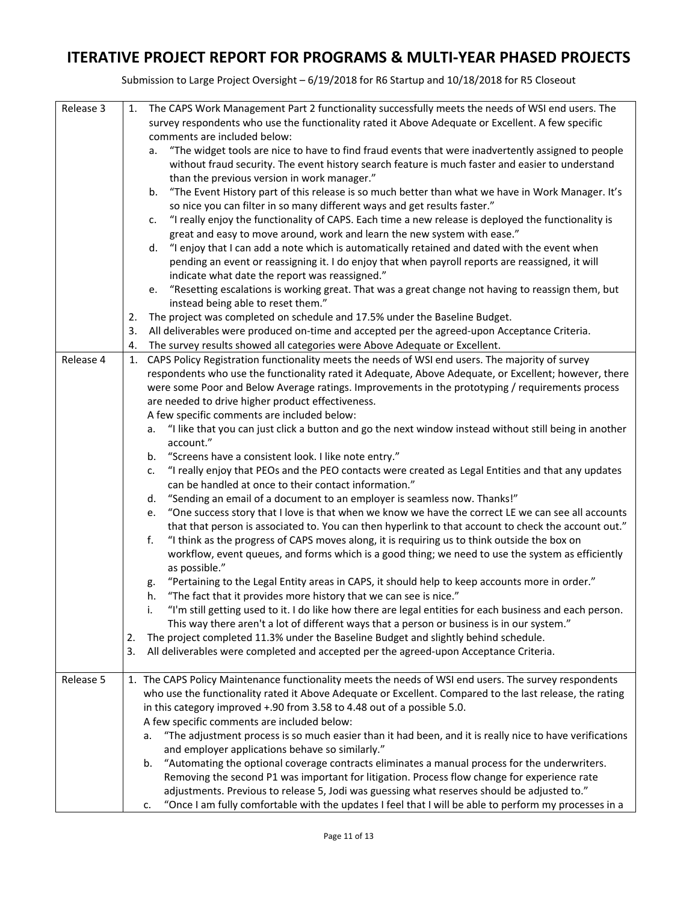# ITERATIVE PROJECT REPORT FOR PROGRAMS & MULTI-YEAR PHASED PROJECTS

Submission to Large Project Oversight – 6/19/2018 for R6 Startup and 10/18/2018 for R5 Closeout

| | |
|---|---|
| Release 3 | 1. The CAPS Work Management Part 2 functionality successfully meets the needs of WSI end users. The survey respondents who use the functionality rated it Above Adequate or Excellent. A few specific comments are included below:<br>a. "The widget tools are nice to have to find fraud events that were inadvertently assigned to people without fraud security. The event history search feature is much faster and easier to understand than the previous version in work manager."<br>b. "The Event History part of this release is so much better than what we have in Work Manager. It's so nice you can filter in so many different ways and get results faster."<br>c. "I really enjoy the functionality of CAPS. Each time a new release is deployed the functionality is great and easy to move around, work and learn the new system with ease."<br>d. "I enjoy that I can add a note which is automatically retained and dated with the event when pending an event or reassigning it. I do enjoy that when payroll reports are reassigned, it will indicate what date the report was reassigned."<br>e. "Resetting escalations is working great. That was a great change not having to reassign them, but instead being able to reset them."<br>2. The project was completed on schedule and 17.5% under the Baseline Budget.<br>3. All deliverables were produced on-time and accepted per the agreed-upon Acceptance Criteria.<br>4. The survey results showed all categories were Above Adequate or Excellent. |
| Release 4 | 1. CAPS Policy Registration functionality meets the needs of WSI end users. The majority of survey respondents who use the functionality rated it Adequate, Above Adequate, or Excellent; however, there were some Poor and Below Average ratings. Improvements in the prototyping / requirements process are needed to drive higher product effectiveness.<br>A few specific comments are included below:<br>a. "I like that you can just click a button and go the next window instead without still being in another account."<br>b. "Screens have a consistent look. I like note entry."<br>c. "I really enjoy that PEOs and the PEO contacts were created as Legal Entities and that any updates can be handled at once to their contact information."<br>d. "Sending an email of a document to an employer is seamless now. Thanks!"<br>e. "One success story that I love is that when we know we have the correct LE we can see all accounts that that person is associated to. You can then hyperlink to that account to check the account out."<br>f. "I think as the progress of CAPS moves along, it is requiring us to think outside the box on workflow, event queues, and forms which is a good thing; we need to use the system as efficiently as possible."<br>g. "Pertaining to the Legal Entity areas in CAPS, it should help to keep accounts more in order."<br>h. "The fact that it provides more history that we can see is nice."<br>i. "I'm still getting used to it. I do like how there are legal entities for each business and each person. This way there aren't a lot of different ways that a person or business is in our system."<br>2. The project completed 11.3% under the Baseline Budget and slightly behind schedule.<br>3. All deliverables were completed and accepted per the agreed-upon Acceptance Criteria. |
| Release 5 | 1. The CAPS Policy Maintenance functionality meets the needs of WSI end users. The survey respondents who use the functionality rated it Above Adequate or Excellent. Compared to the last release, the rating in this category improved +.90 from 3.58 to 4.48 out of a possible 5.0.<br>A few specific comments are included below:<br>a. "The adjustment process is so much easier than it had been, and it is really nice to have verifications and employer applications behave so similarly."<br>b. "Automating the optional coverage contracts eliminates a manual process for the underwriters. Removing the second P1 was important for litigation. Process flow change for experience rate adjustments. Previous to release 5, Jodi was guessing what reserves should be adjusted to."<br>c. "Once I am fully comfortable with the updates I feel that I will be able to perform my processes in a |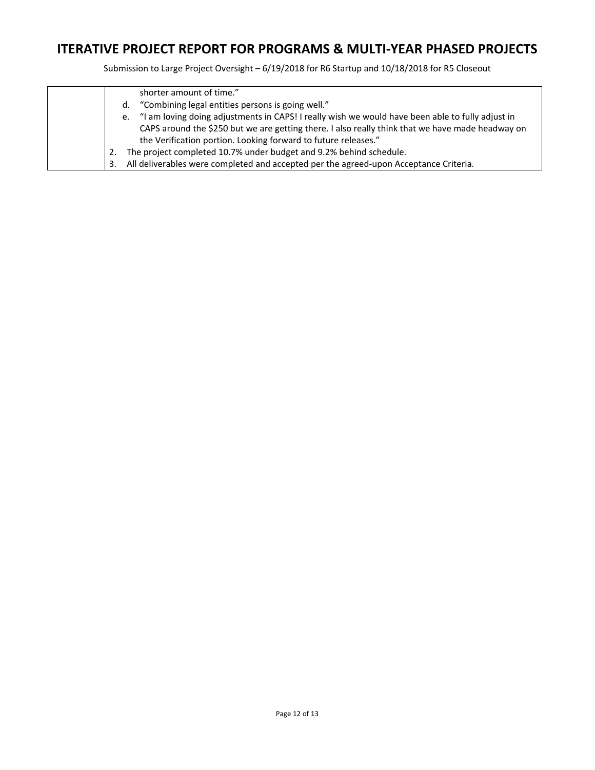| | |
|---|---|
| | shorter amount of time."<br>d. "Combining legal entities persons is going well."<br>e. "I am loving doing adjustments in CAPS! I really wish we would have been able to fully adjust in CAPS around the $250 but we are getting there. I also really think that we have made headway on the Verification portion. Looking forward to future releases."<br>2. The project completed 10.7% under budget and 9.2% behind schedule.<br>3. All deliverables were completed and accepted per the agreed-upon Acceptance Criteria. |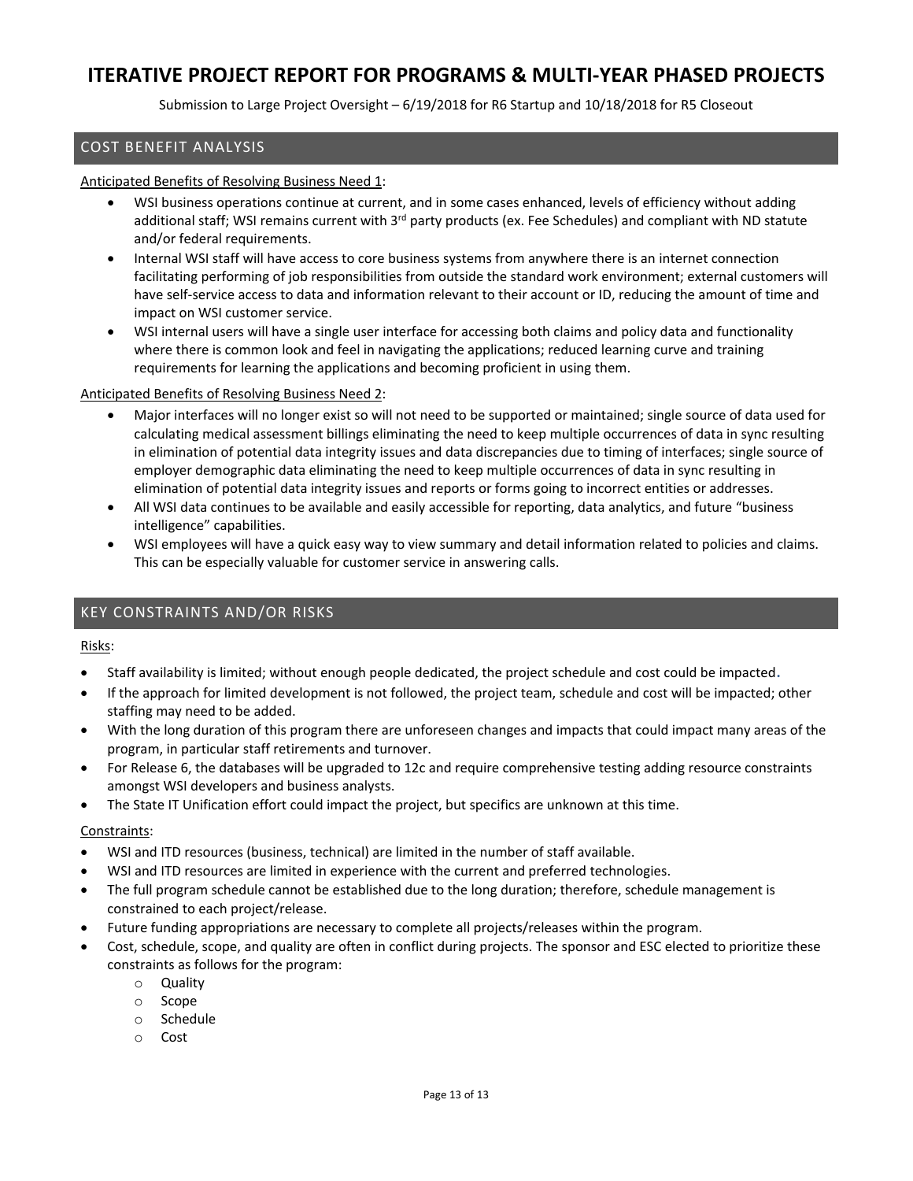# ITERATIVE PROJECT REPORT FOR PROGRAMS & MULTI-YEAR PHASED PROJECTS

Submission to Large Project Oversight – 6/19/2018 for R6 Startup and 10/18/2018 for R5 Closeout

## COST BENEFIT ANALYSIS

Anticipated Benefits of Resolving Business Need 1:

- WSI business operations continue at current, and in some cases enhanced, levels of efficiency without adding additional staff; WSI remains current with 3rd party products (ex. Fee Schedules) and compliant with ND statute and/or federal requirements.
- Internal WSI staff will have access to core business systems from anywhere there is an internet connection facilitating performing of job responsibilities from outside the standard work environment; external customers will have self-service access to data and information relevant to their account or ID, reducing the amount of time and impact on WSI customer service.
- WSI internal users will have a single user interface for accessing both claims and policy data and functionality where there is common look and feel in navigating the applications; reduced learning curve and training requirements for learning the applications and becoming proficient in using them.

Anticipated Benefits of Resolving Business Need 2:

- Major interfaces will no longer exist so will not need to be supported or maintained; single source of data used for calculating medical assessment billings eliminating the need to keep multiple occurrences of data in sync resulting in elimination of potential data integrity issues and data discrepancies due to timing of interfaces; single source of employer demographic data eliminating the need to keep multiple occurrences of data in sync resulting in elimination of potential data integrity issues and reports or forms going to incorrect entities or addresses.
- All WSI data continues to be available and easily accessible for reporting, data analytics, and future "business intelligence" capabilities.
- WSI employees will have a quick easy way to view summary and detail information related to policies and claims. This can be especially valuable for customer service in answering calls.

## KEY CONSTRAINTS AND/OR RISKS

Risks:

- Staff availability is limited; without enough people dedicated, the project schedule and cost could be impacted.
- If the approach for limited development is not followed, the project team, schedule and cost will be impacted; other staffing may need to be added.
- With the long duration of this program there are unforeseen changes and impacts that could impact many areas of the program, in particular staff retirements and turnover.
- For Release 6, the databases will be upgraded to 12c and require comprehensive testing adding resource constraints amongst WSI developers and business analysts.
- The State IT Unification effort could impact the project, but specifics are unknown at this time.

Constraints:

- WSI and ITD resources (business, technical) are limited in the number of staff available.
- WSI and ITD resources are limited in experience with the current and preferred technologies.
- The full program schedule cannot be established due to the long duration; therefore, schedule management is constrained to each project/release.
- Future funding appropriations are necessary to complete all projects/releases within the program.
- Cost, schedule, scope, and quality are often in conflict during projects. The sponsor and ESC elected to prioritize these constraints as follows for the program:
  - Quality
  - Scope
  - Schedule
  - Cost